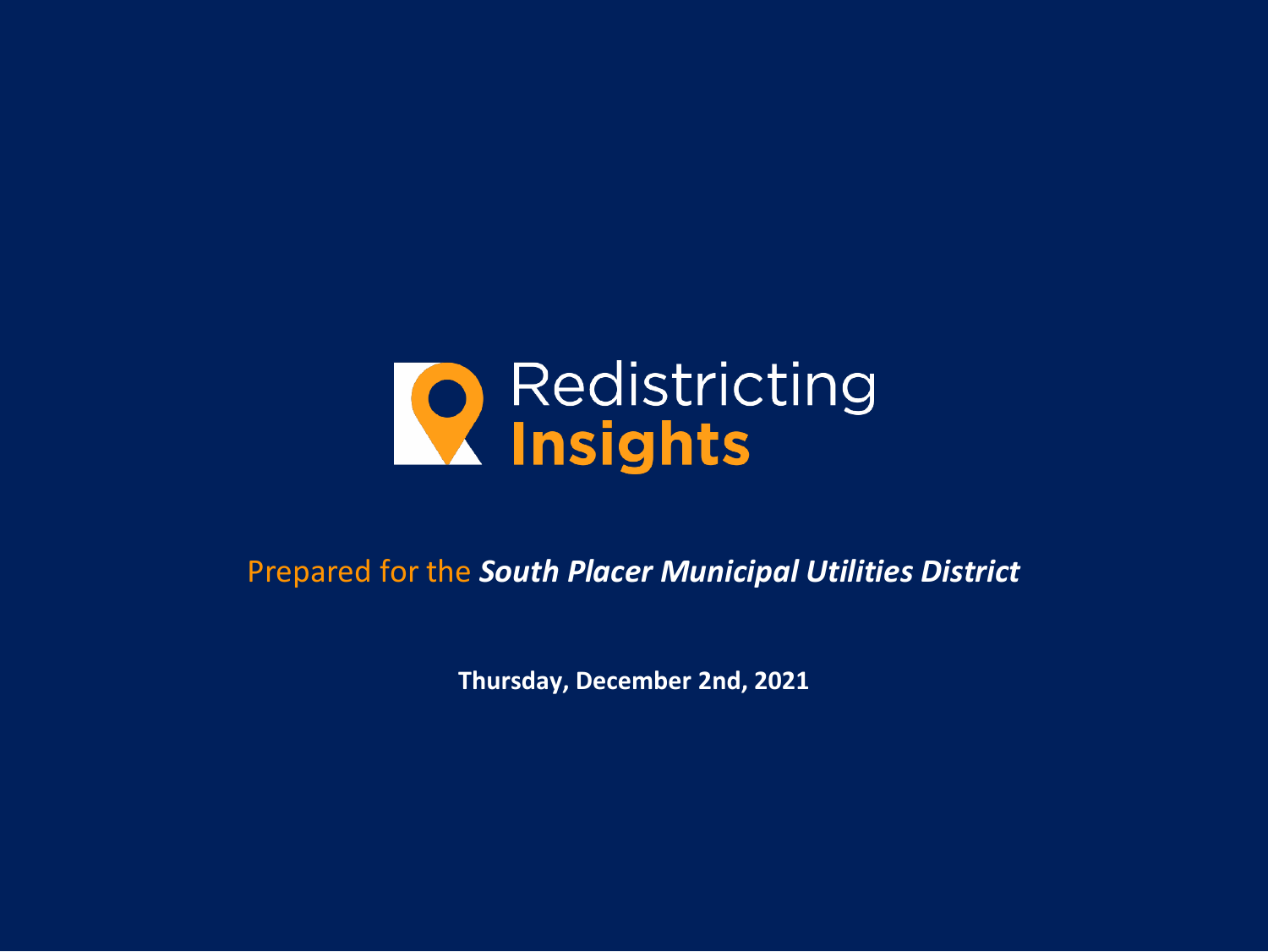# Redistricting **Insights**

Prepared for the ***South Placer Municipal Utilities District***

**Thursday, December 2nd, 2021**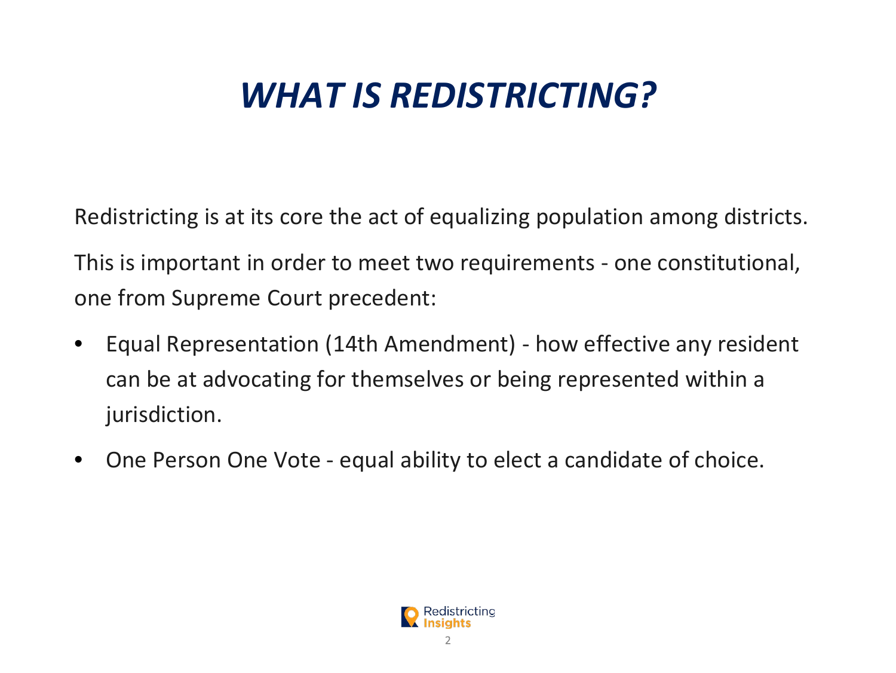# *WHAT IS REDISTRICTING?*

Redistricting is at its core the act of equalizing population among districts.

This is important in order to meet two requirements - one constitutional, one from Supreme Court precedent:

- Equal Representation (14th Amendment) - how effective any resident can be at advocating for themselves or being represented within a jurisdiction.
- One Person One Vote - equal ability to elect a candidate of choice.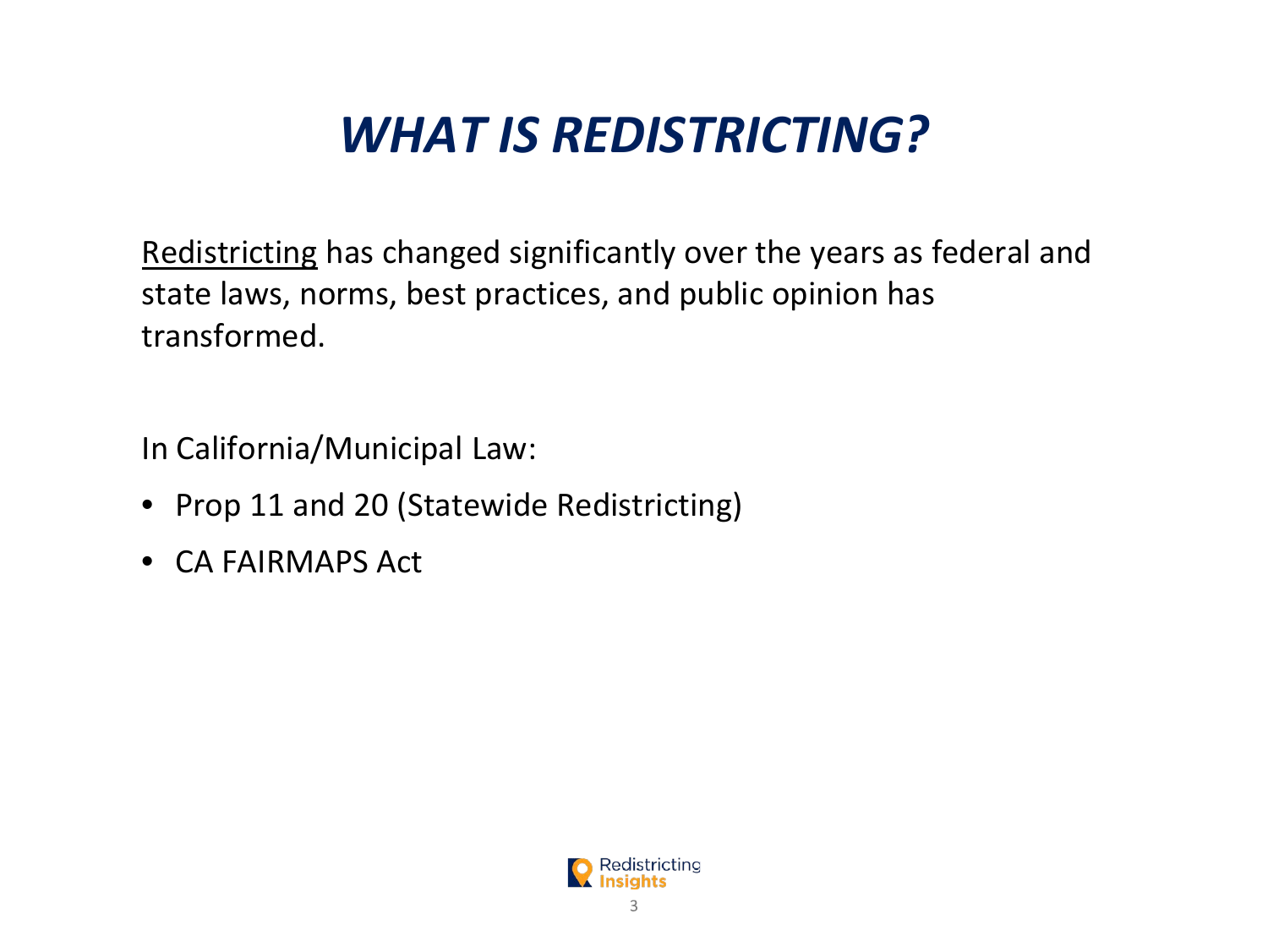# *WHAT IS REDISTRICTING?*

Redistricting has changed significantly over the years as federal and state laws, norms, best practices, and public opinion has transformed.

In California/Municipal Law:

- Prop 11 and 20 (Statewide Redistricting)
- CA FAIRMAPS Act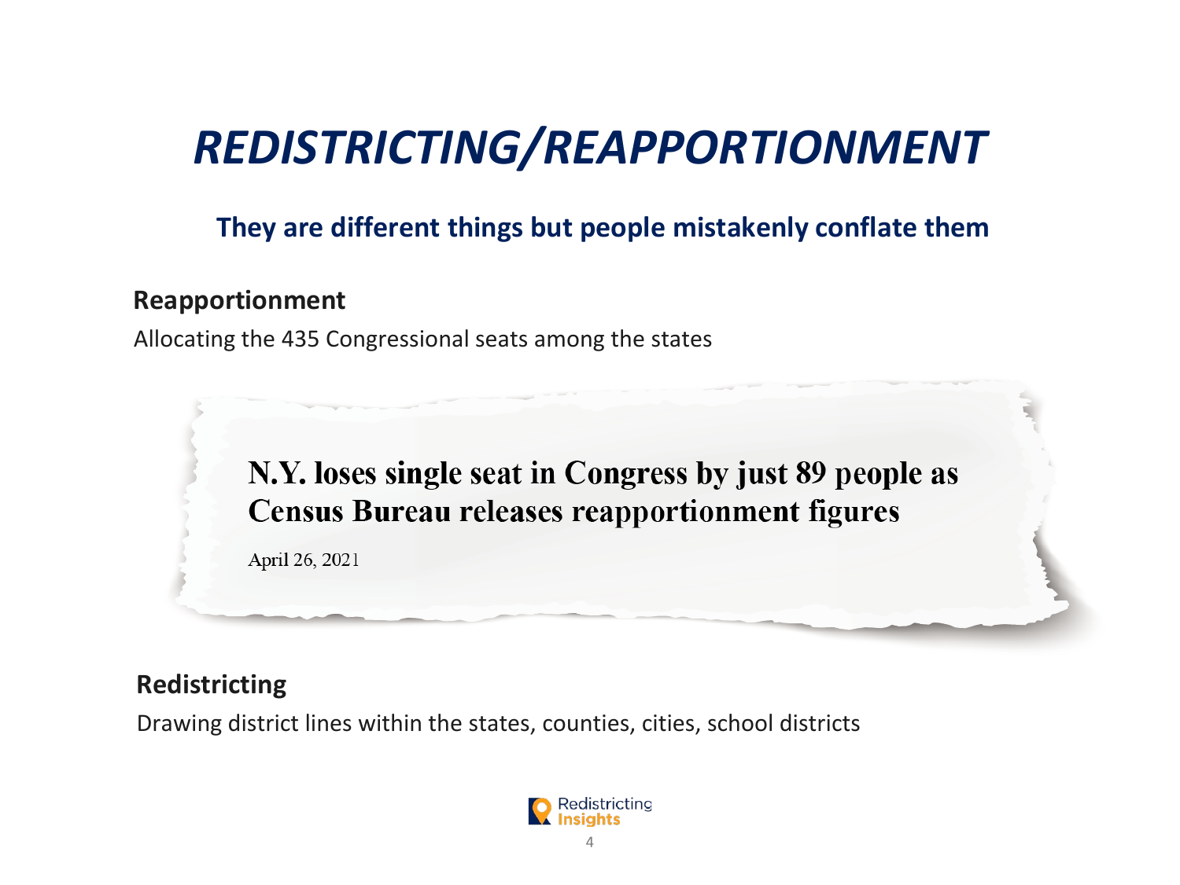# *REDISTRICTING/REAPPORTIONMENT*

**They are different things but people mistakenly conflate them**

**Reapportionment**

Allocating the 435 Congressional seats among the states

> **N.Y. loses single seat in Congress by just 89 people as Census Bureau releases reapportionment figures**
>
> April 26, 2021

**Redistricting**

Drawing district lines within the states, counties, cities, school districts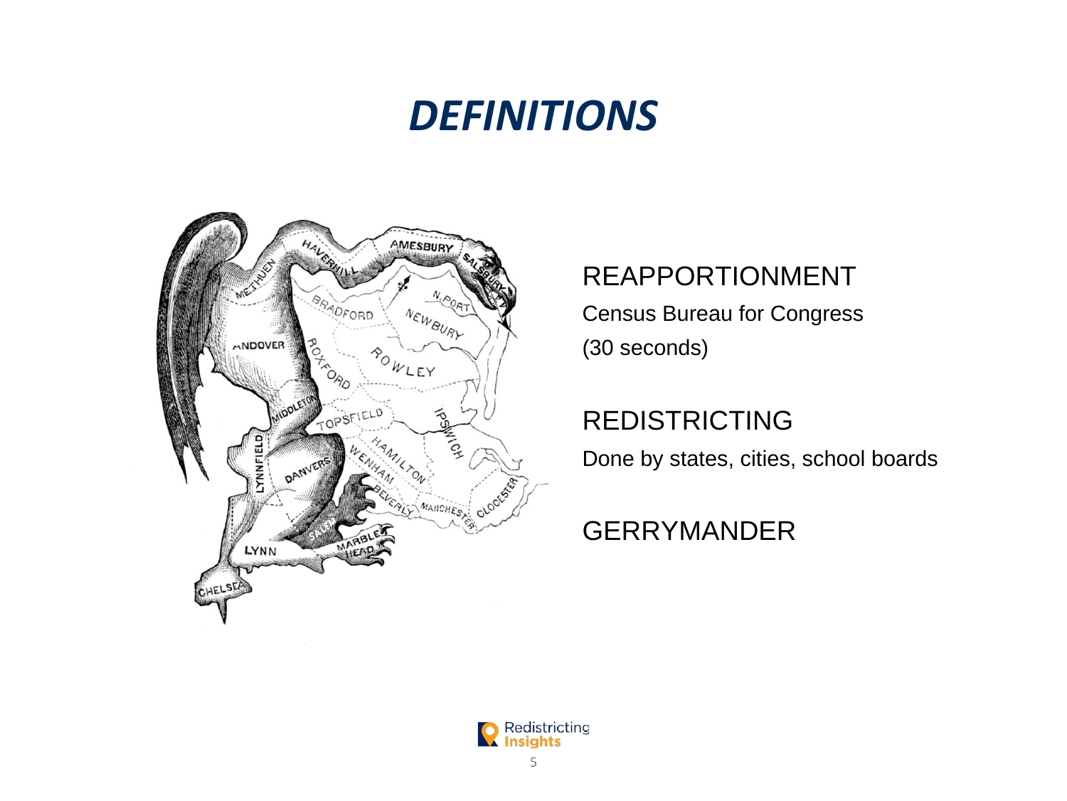# *DEFINITIONS*

REAPPORTIONMENT

Census Bureau for Congress
(30 seconds)

REDISTRICTING

Done by states, cities, school boards

GERRYMANDER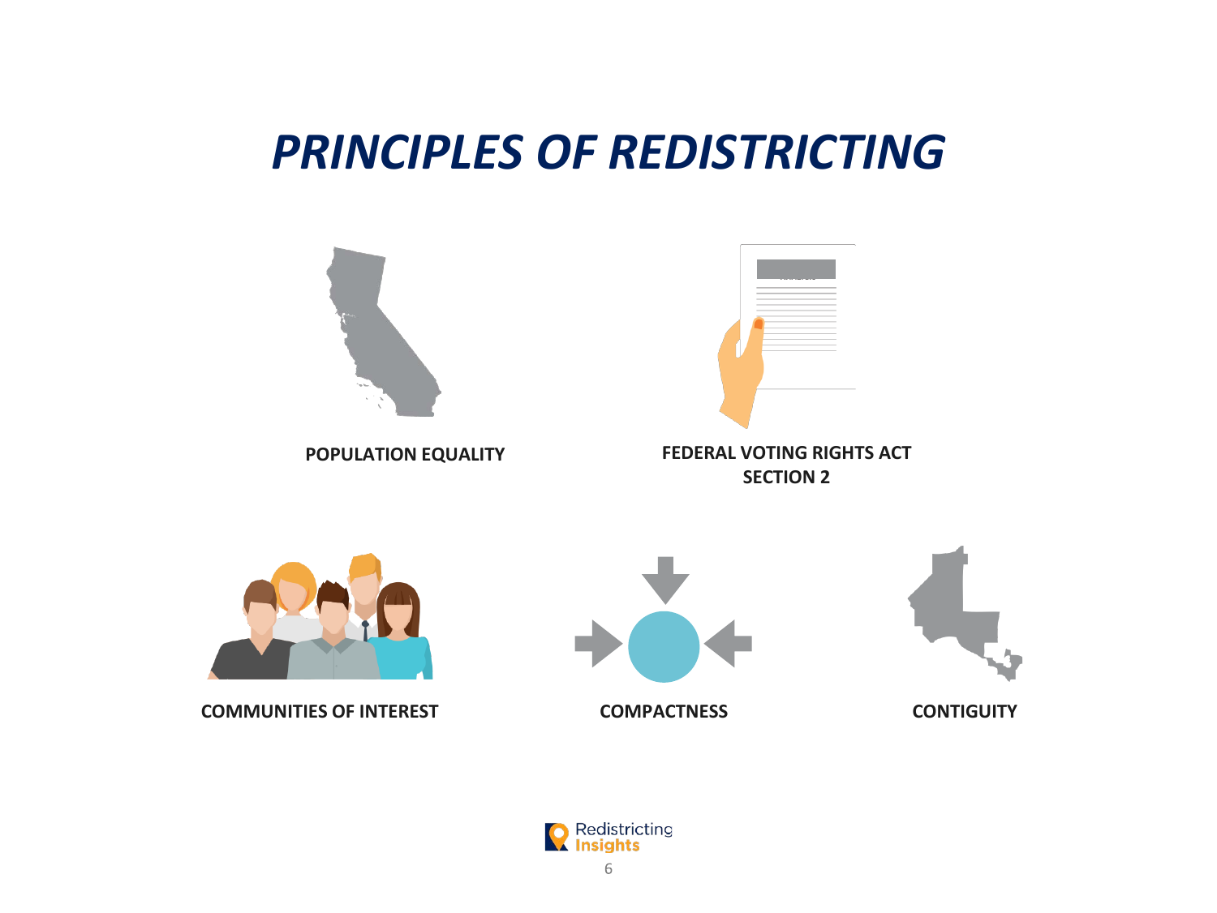# *PRINCIPLES OF REDISTRICTING*

**POPULATION EQUALITY**

**FEDERAL VOTING RIGHTS ACT SECTION 2**

**COMMUNITIES OF INTEREST**

**COMPACTNESS**

**CONTIGUITY**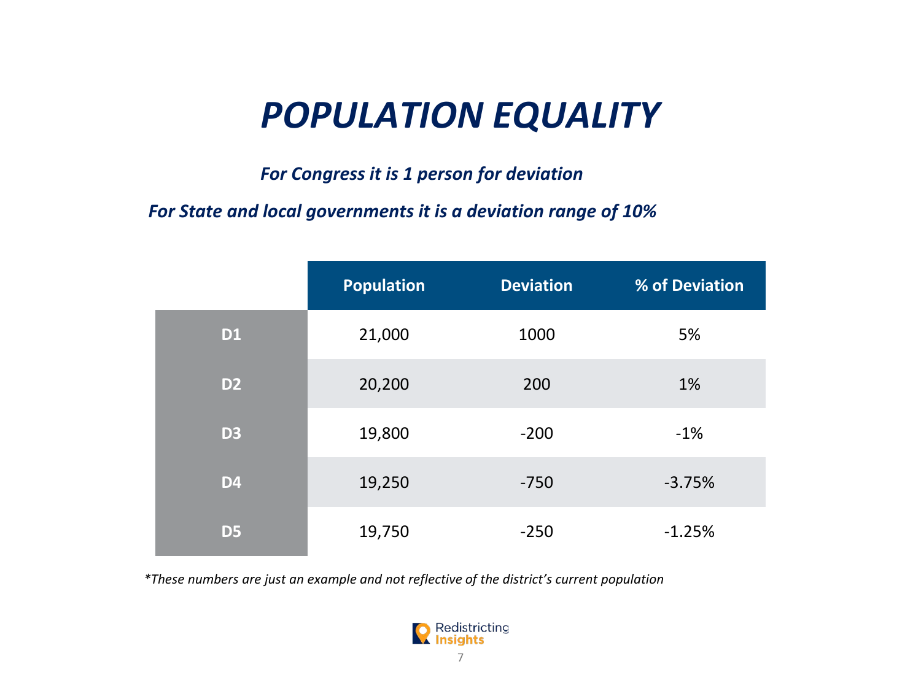# *POPULATION EQUALITY*

***For Congress it is 1 person for deviation***

***For State and local governments it is a deviation range of 10%***

| | Population | Deviation | % of Deviation |
|---|---|---|---|
| **D1** | 21,000 | 1000 | 5% |
| **D2** | 20,200 | 200 | 1% |
| **D3** | 19,800 | -200 | -1% |
| **D4** | 19,250 | -750 | -3.75% |
| **D5** | 19,750 | -250 | -1.25% |

**These numbers are just an example and not reflective of the district's current population*

Redistricting Insights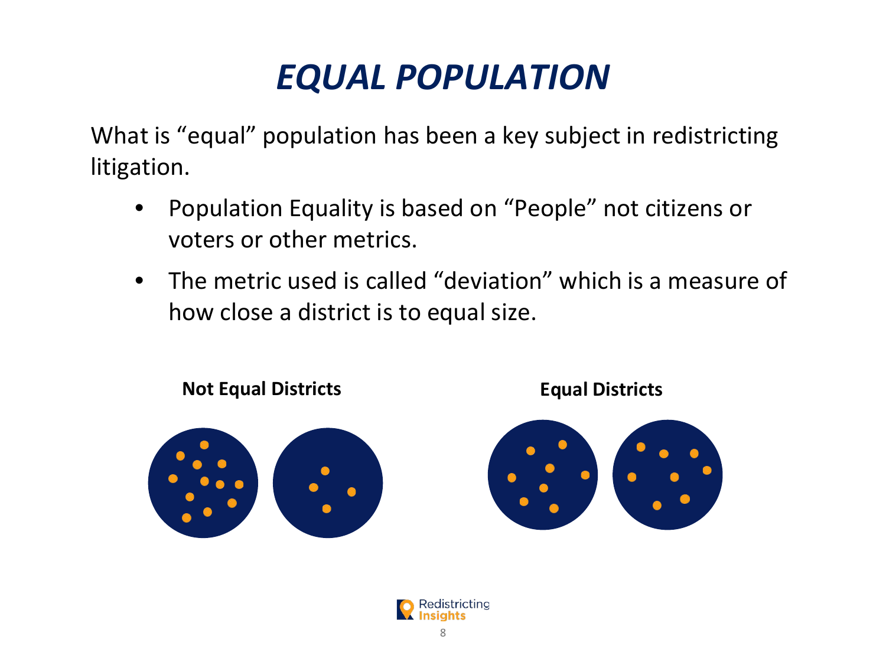# *EQUAL POPULATION*

What is "equal" population has been a key subject in redistricting litigation.

- Population Equality is based on "People" not citizens or voters or other metrics.
- The metric used is called "deviation" which is a measure of how close a district is to equal size.

**Not Equal Districts**

**Equal Districts**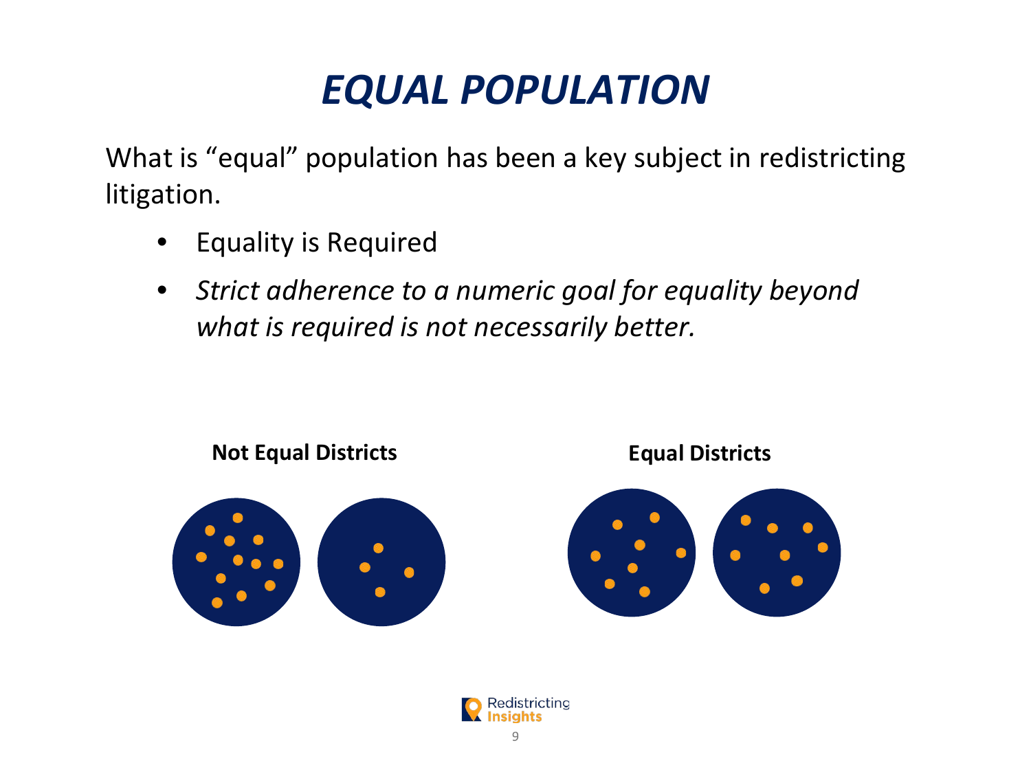# *EQUAL POPULATION*

What is "equal" population has been a key subject in redistricting litigation.

- Equality is Required
- *Strict adherence to a numeric goal for equality beyond what is required is not necessarily better.*

**Not Equal Districts**

**Equal Districts**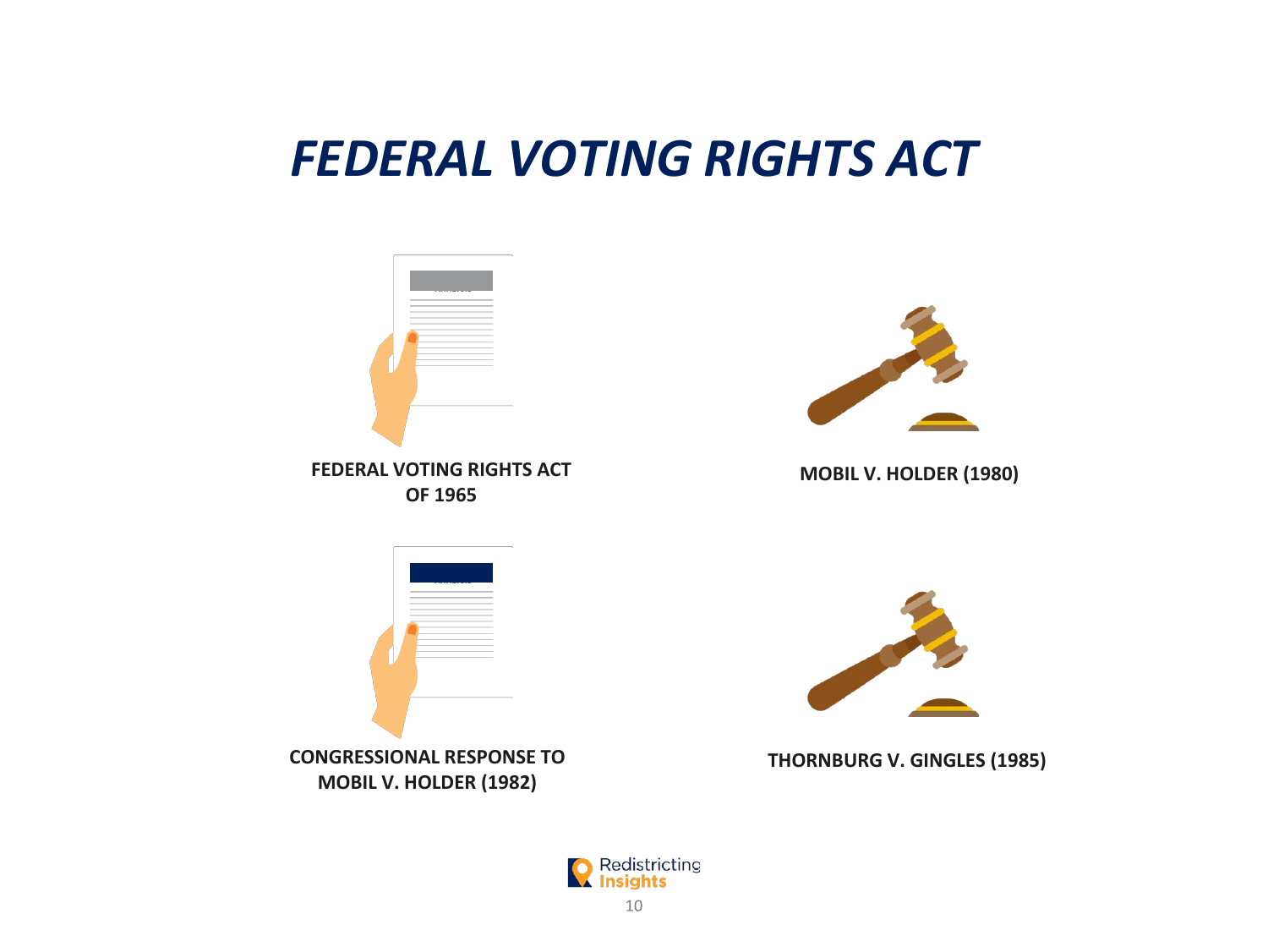# *FEDERAL VOTING RIGHTS ACT*

**FEDERAL VOTING RIGHTS ACT OF 1965**

**MOBIL V. HOLDER (1980)**

**CONGRESSIONAL RESPONSE TO MOBIL V. HOLDER (1982)**

**THORNBURG V. GINGLES (1985)**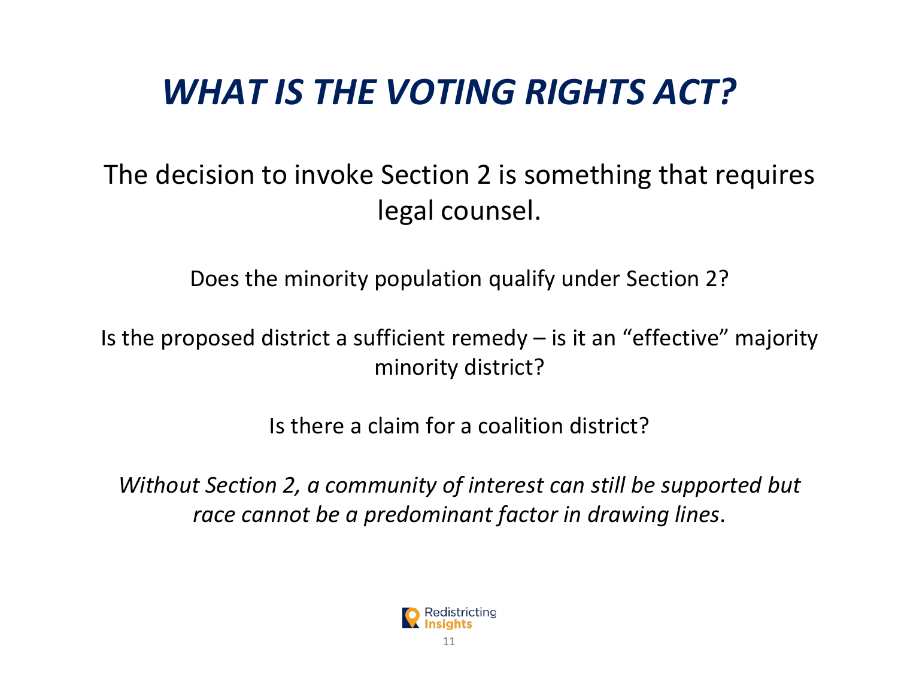# *WHAT IS THE VOTING RIGHTS ACT?*

The decision to invoke Section 2 is something that requires legal counsel.

Does the minority population qualify under Section 2?

Is the proposed district a sufficient remedy – is it an "effective" majority minority district?

Is there a claim for a coalition district?

*Without Section 2, a community of interest can still be supported but race cannot be a predominant factor in drawing lines*.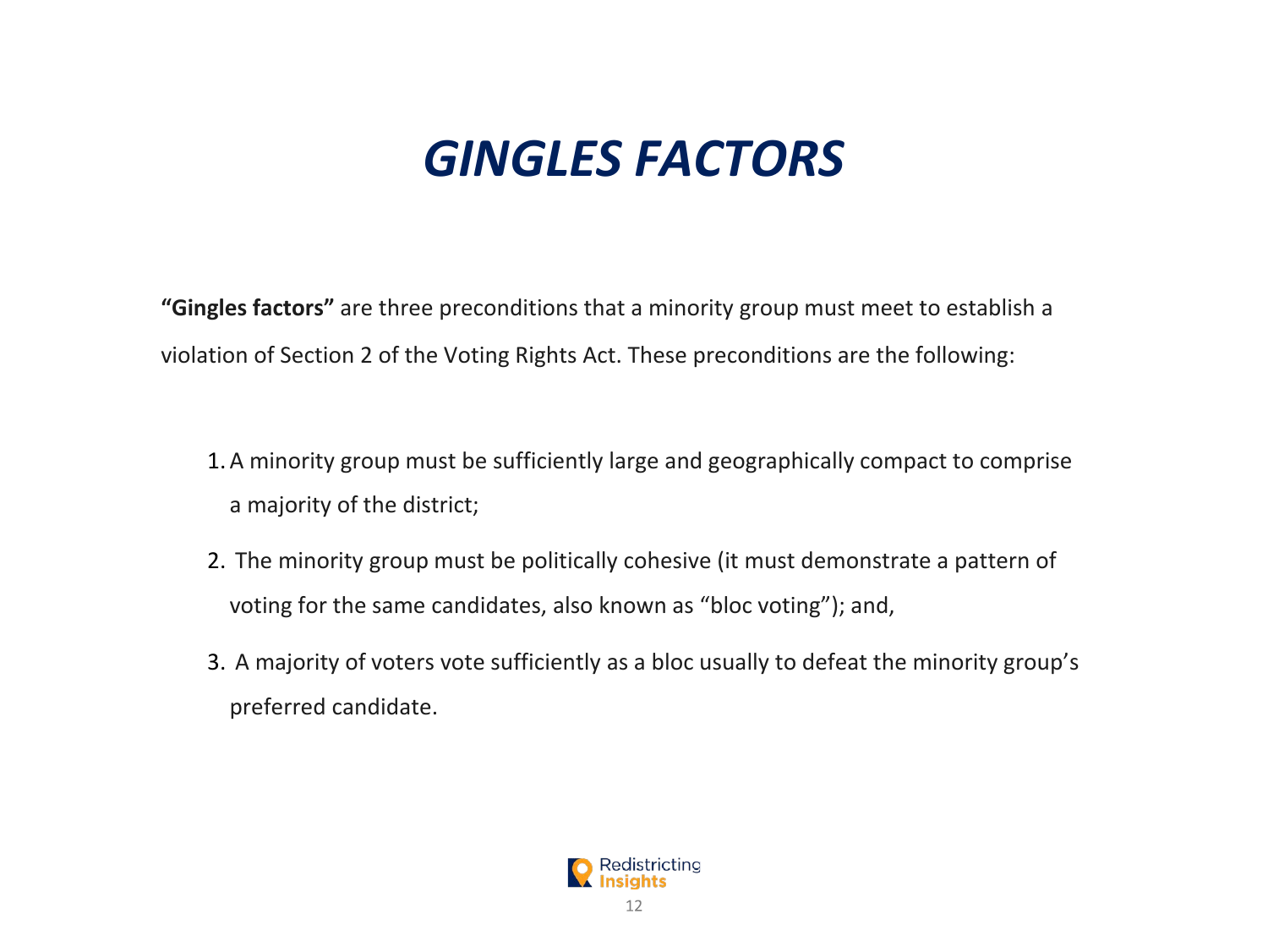# *GINGLES FACTORS*

**"Gingles factors"** are three preconditions that a minority group must meet to establish a violation of Section 2 of the Voting Rights Act. These preconditions are the following:

1. A minority group must be sufficiently large and geographically compact to comprise a majority of the district;
2. The minority group must be politically cohesive (it must demonstrate a pattern of voting for the same candidates, also known as "bloc voting"); and,
3. A majority of voters vote sufficiently as a bloc usually to defeat the minority group's preferred candidate.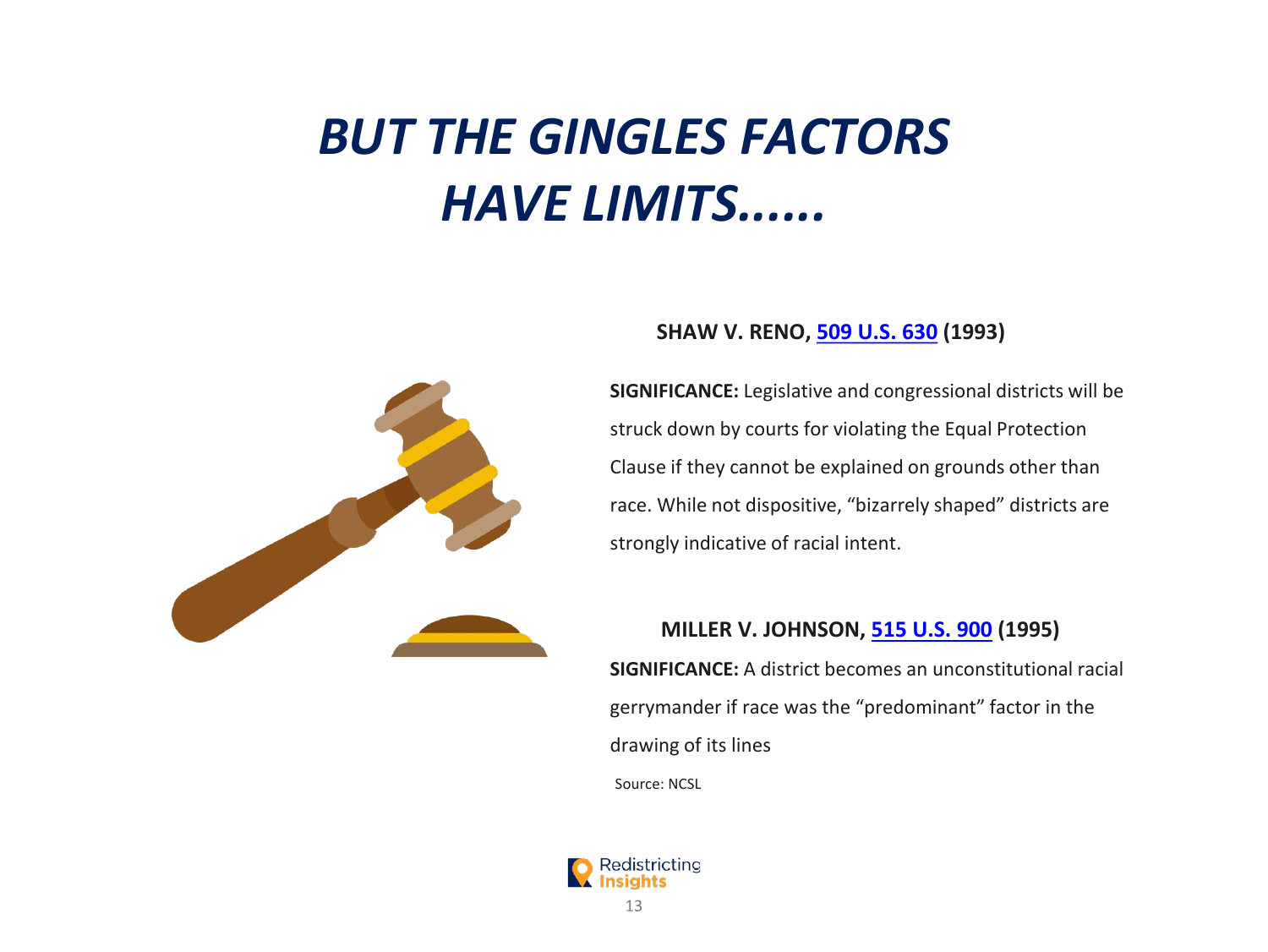# *BUT THE GINGLES FACTORS HAVE LIMITS……*

**SHAW V. RENO, 509 U.S. 630 (1993)**

**SIGNIFICANCE:** Legislative and congressional districts will be struck down by courts for violating the Equal Protection Clause if they cannot be explained on grounds other than race. While not dispositive, "bizarrely shaped" districts are strongly indicative of racial intent.

**MILLER V. JOHNSON, 515 U.S. 900 (1995)**

**SIGNIFICANCE:** A district becomes an unconstitutional racial gerrymander if race was the "predominant" factor in the drawing of its lines

Source: NCSL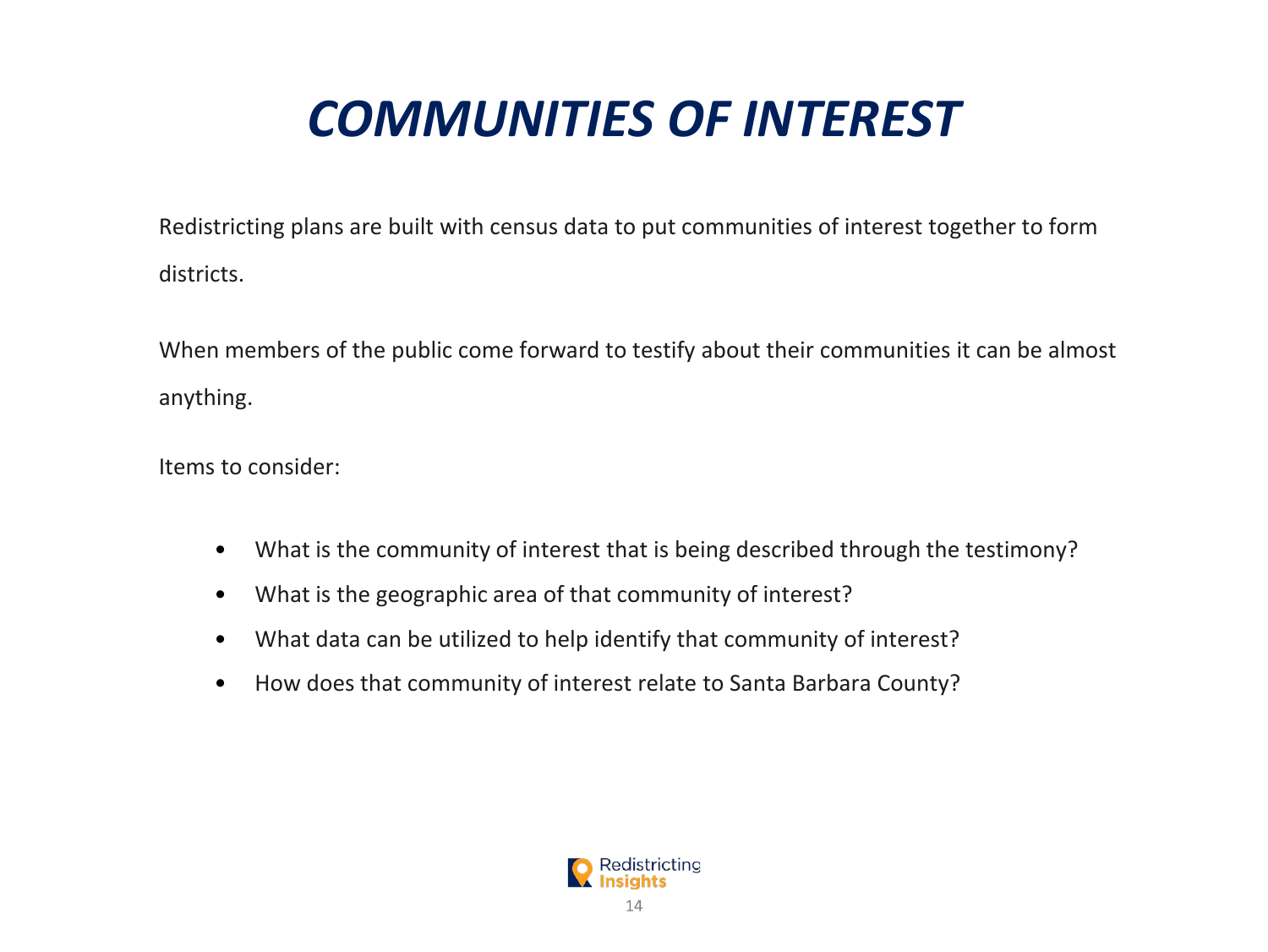# *COMMUNITIES OF INTEREST*

Redistricting plans are built with census data to put communities of interest together to form districts.

When members of the public come forward to testify about their communities it can be almost anything.

Items to consider:

- What is the community of interest that is being described through the testimony?
- What is the geographic area of that community of interest?
- What data can be utilized to help identify that community of interest?
- How does that community of interest relate to Santa Barbara County?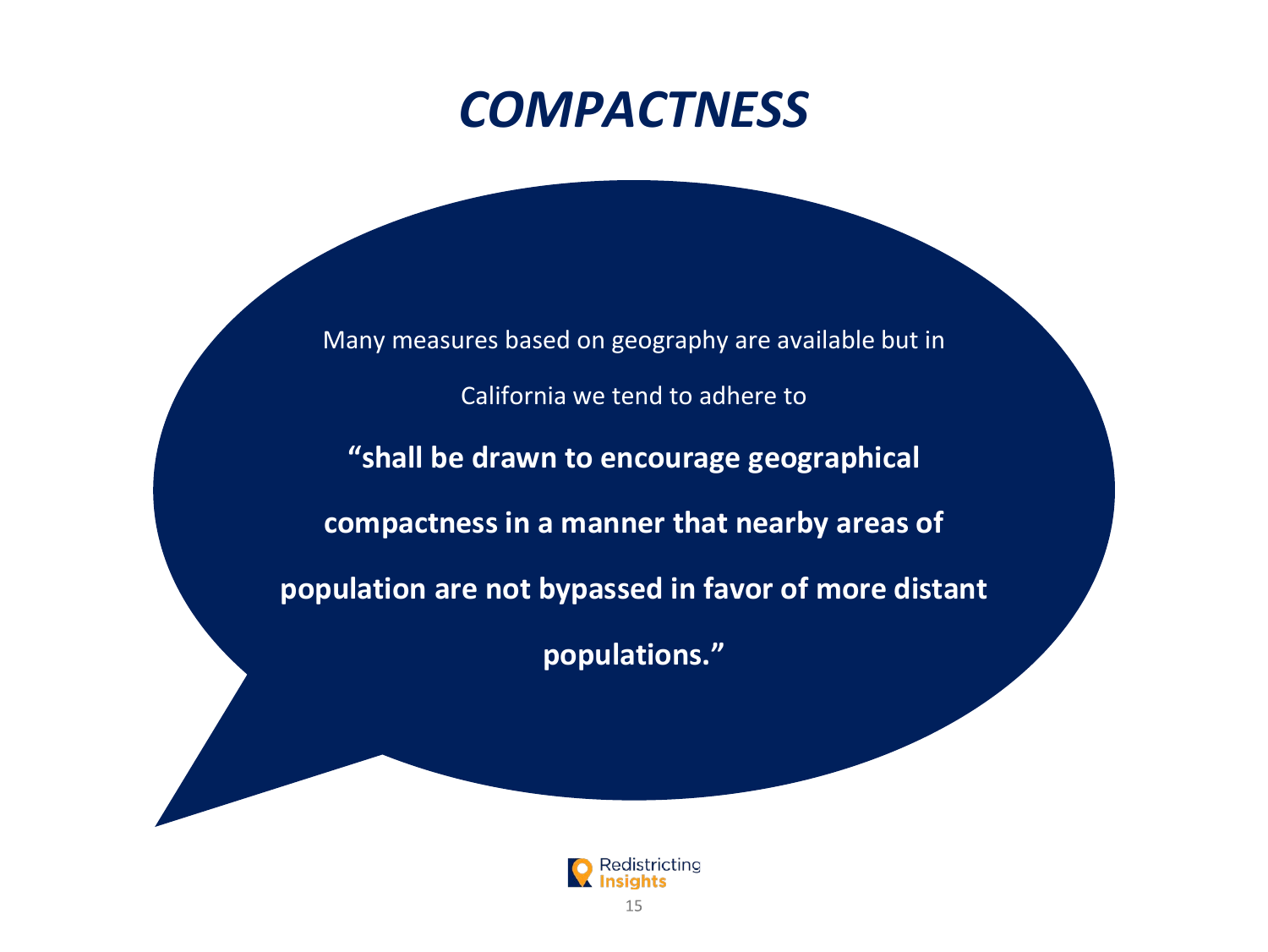# *COMPACTNESS*

Many measures based on geography are available but in California we tend to adhere to

**"shall be drawn to encourage geographical compactness in a manner that nearby areas of population are not bypassed in favor of more distant populations."**

Redistricting Insights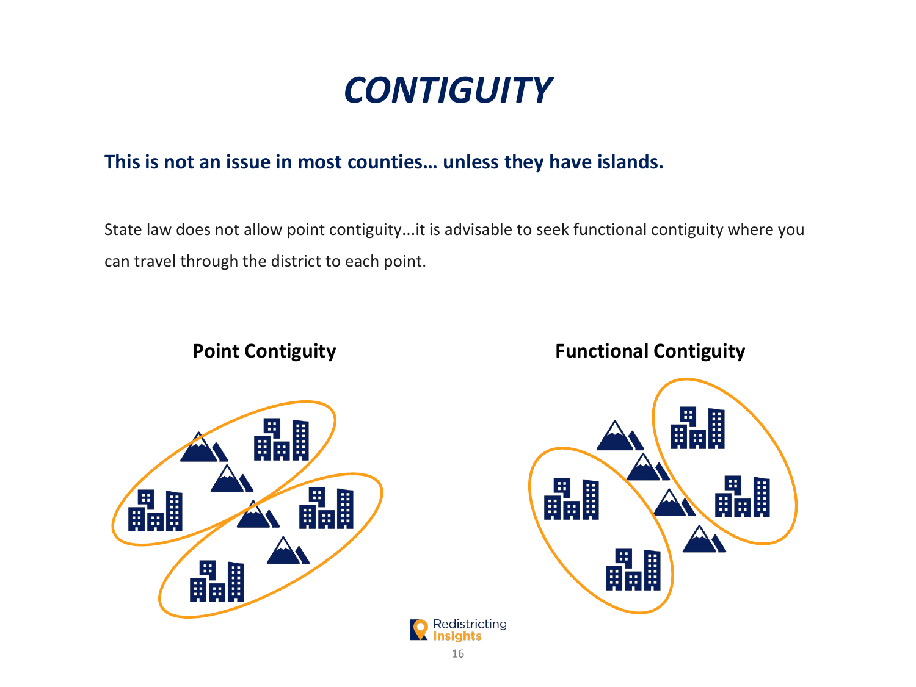# *CONTIGUITY*

**This is not an issue in most counties… unless they have islands.**

State law does not allow point contiguity...it is advisable to seek functional contiguity where you can travel through the district to each point.

**Point Contiguity**

**Functional Contiguity**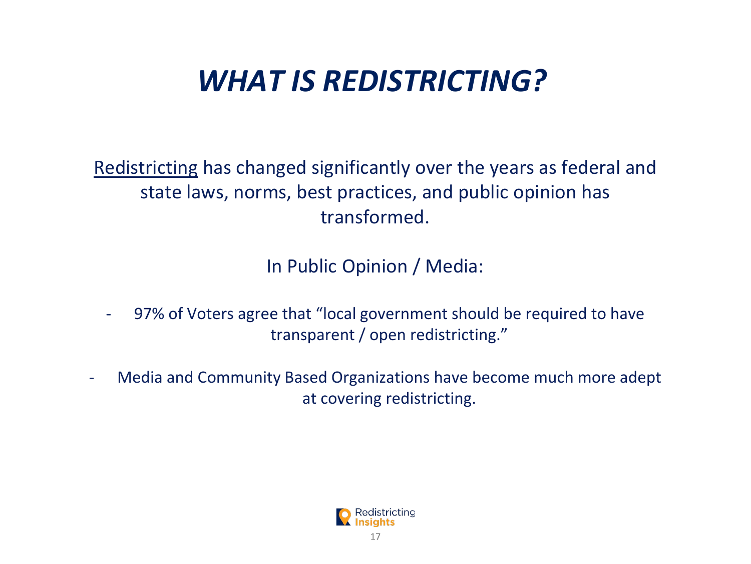# *WHAT IS REDISTRICTING?*

Redistricting has changed significantly over the years as federal and state laws, norms, best practices, and public opinion has transformed.

In Public Opinion / Media:

- 97% of Voters agree that "local government should be required to have transparent / open redistricting."
- Media and Community Based Organizations have become much more adept at covering redistricting.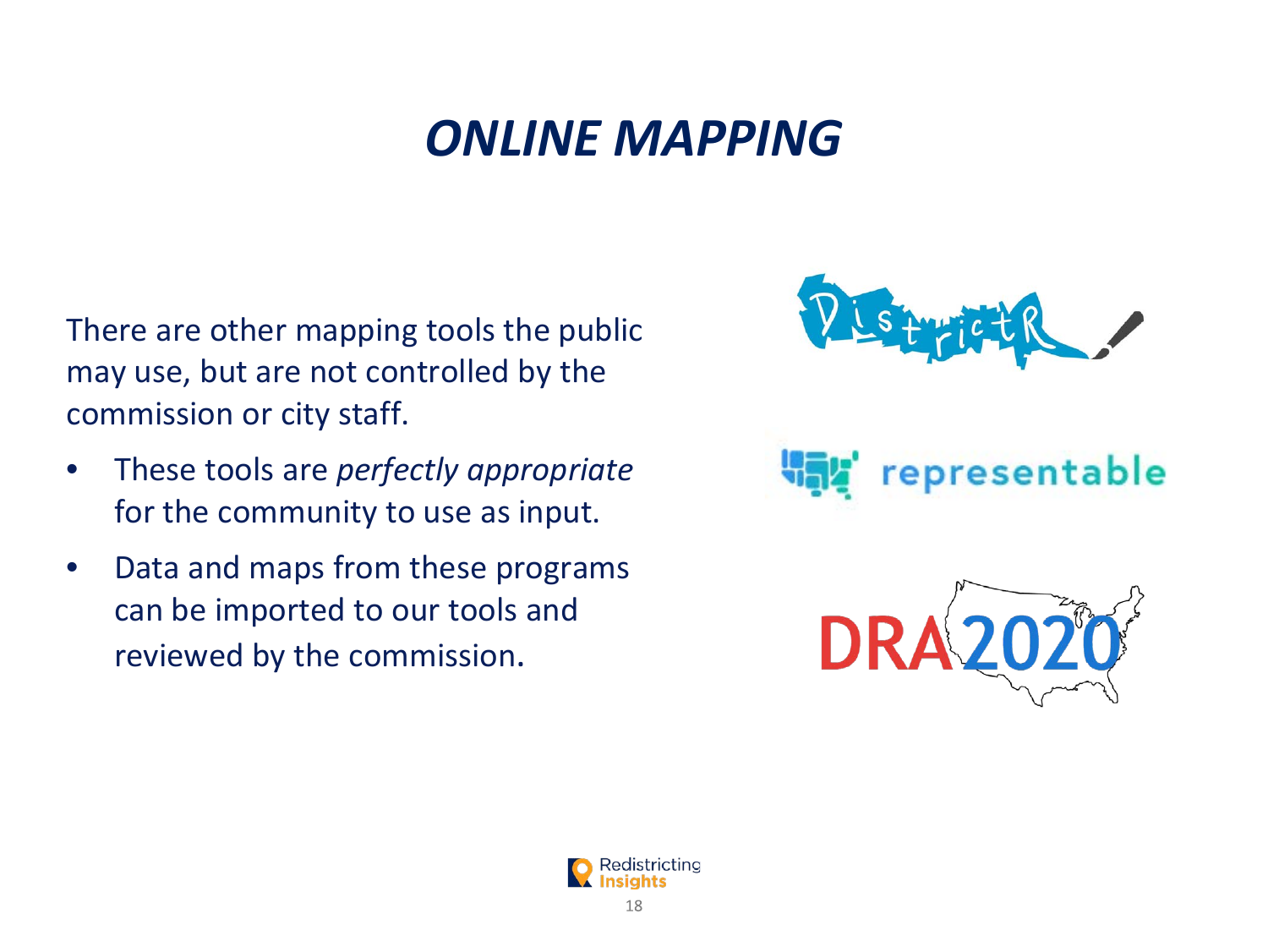# *ONLINE MAPPING*

There are other mapping tools the public may use, but are not controlled by the commission or city staff.

- These tools are *perfectly appropriate* for the community to use as input.
- Data and maps from these programs can be imported to our tools and reviewed by the commission.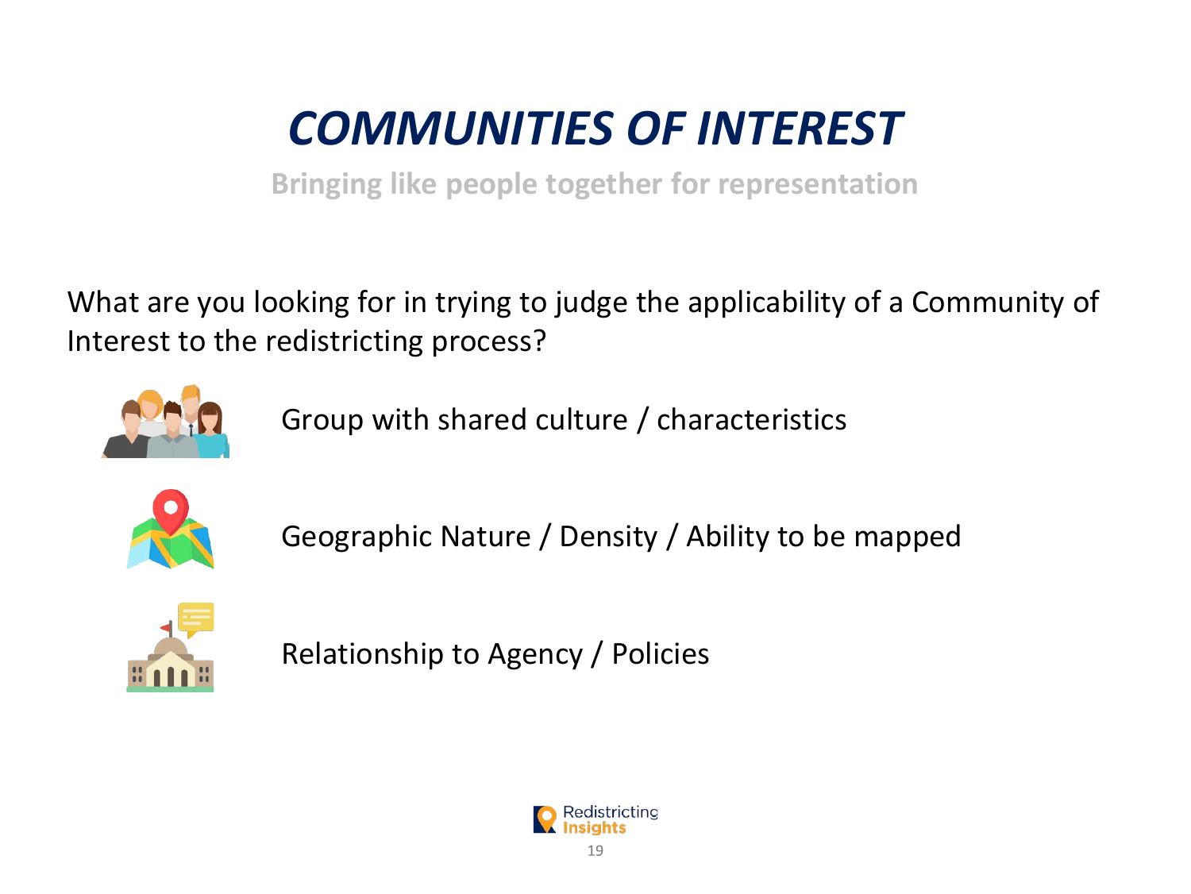# *COMMUNITIES OF INTEREST*

**Bringing like people together for representation**

What are you looking for in trying to judge the applicability of a Community of Interest to the redistricting process?

- Group with shared culture / characteristics
- Geographic Nature / Density / Ability to be mapped
- Relationship to Agency / Policies